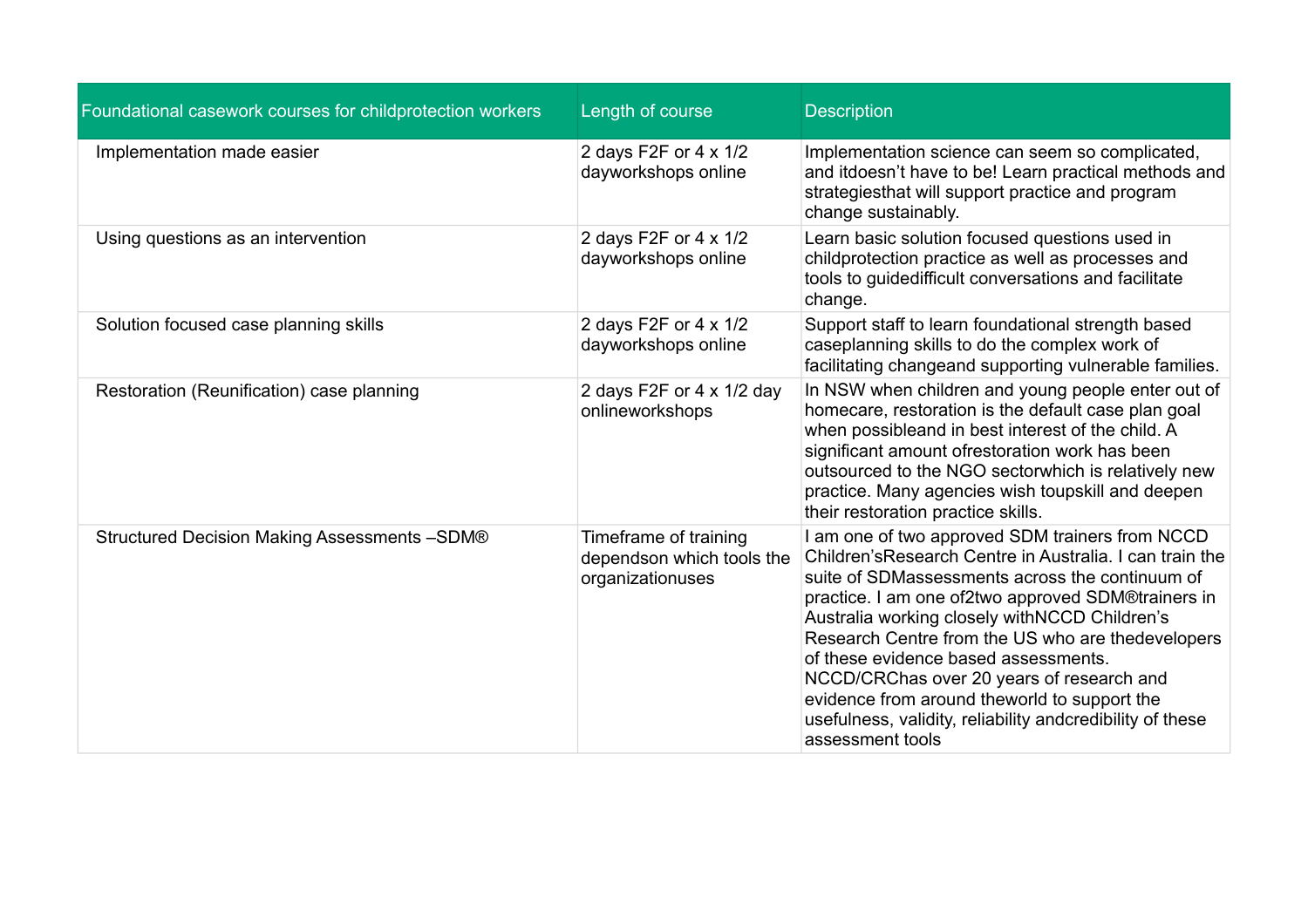| Foundational casework courses for childprotection workers | Length of course | Description |
|---|---|---|
| Implementation made easier | 2 days F2F or 4 x 1/2 dayworkshops online | Implementation science can seem so complicated, and itdoesn't have to be! Learn practical methods and strategiesthat will support practice and program change sustainably. |
| Using questions as an intervention | 2 days F2F or 4 x 1/2 dayworkshops online | Learn basic solution focused questions used in childprotection practice as well as processes and tools to guidedifficult conversations and facilitate change. |
| Solution focused case planning skills | 2 days F2F or 4 x 1/2 dayworkshops online | Support staff to learn foundational strength based caseplanning skills to do the complex work of facilitating changeand supporting vulnerable families. |
| Restoration (Reunification) case planning | 2 days F2F or 4 x 1/2 day onlineworkshops | In NSW when children and young people enter out of homecare, restoration is the default case plan goal when possibleand in best interest of the child. A significant amount ofrestoration work has been outsourced to the NGO sectorwhich is relatively new practice. Many agencies wish toupskill and deepen their restoration practice skills. |
| Structured Decision Making Assessments –SDM® | Timeframe of training dependson which tools the organizationuses | I am one of two approved SDM trainers from NCCD Children'sResearch Centre in Australia. I can train the suite of SDMassessments across the continuum of practice. I am one of2two approved SDM®trainers in Australia working closely withNCCD Children's Research Centre from the US who are thedevelopers of these evidence based assessments. NCCD/CRChas over 20 years of research and evidence from around theworld to support the usefulness, validity, reliability andcredibility of these assessment tools |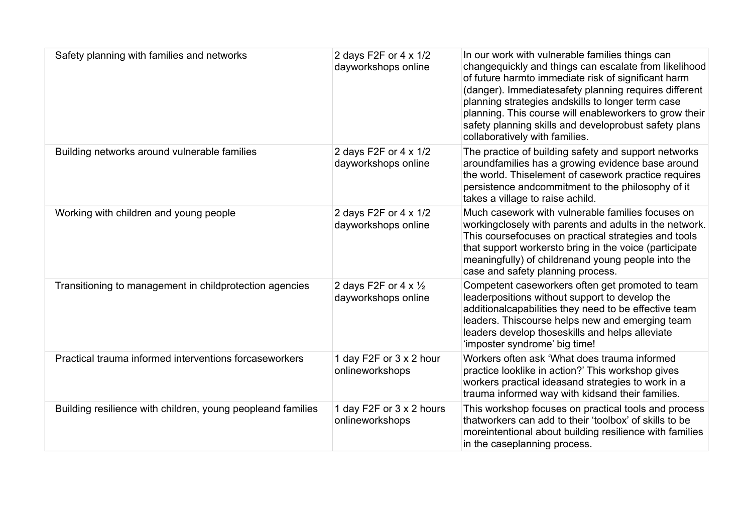| | | |
|---|---|---|
| Safety planning with families and networks | 2 days F2F or 4 x 1/2 dayworkshops online | In our work with vulnerable families things can changequickly and things can escalate from likelihood of future harmto immediate risk of significant harm (danger). Immediatesafety planning requires different planning strategies andskills to longer term case planning. This course will enableworkers to grow their safety planning skills and developrobust safety plans collaboratively with families. |
| Building networks around vulnerable families | 2 days F2F or 4 x 1/2 dayworkshops online | The practice of building safety and support networks aroundfamilies has a growing evidence base around the world. Thiselement of casework practice requires persistence andcommitment to the philosophy of it takes a village to raise achild. |
| Working with children and young people | 2 days F2F or 4 x 1/2 dayworkshops online | Much casework with vulnerable families focuses on workingclosely with parents and adults in the network. This coursefocuses on practical strategies and tools that support workersto bring in the voice (participate meaningfully) of childrenand young people into the case and safety planning process. |
| Transitioning to management in childprotection agencies | 2 days F2F or 4 x ½ dayworkshops online | Competent caseworkers often get promoted to team leaderpositions without support to develop the additionalcapabilities they need to be effective team leaders. Thiscourse helps new and emerging team leaders develop thoseskills and helps alleviate 'imposter syndrome' big time! |
| Practical trauma informed interventions forcaseworkers | 1 day F2F or 3 x 2 hour onlineworkshops | Workers often ask 'What does trauma informed practice looklike in action?' This workshop gives workers practical ideasand strategies to work in a trauma informed way with kidsand their families. |
| Building resilience with children, young peopleand families | 1 day F2F or 3 x 2 hours onlineworkshops | This workshop focuses on practical tools and process thatworkers can add to their 'toolbox' of skills to be moreintentional about building resilience with families in the caseplanning process. |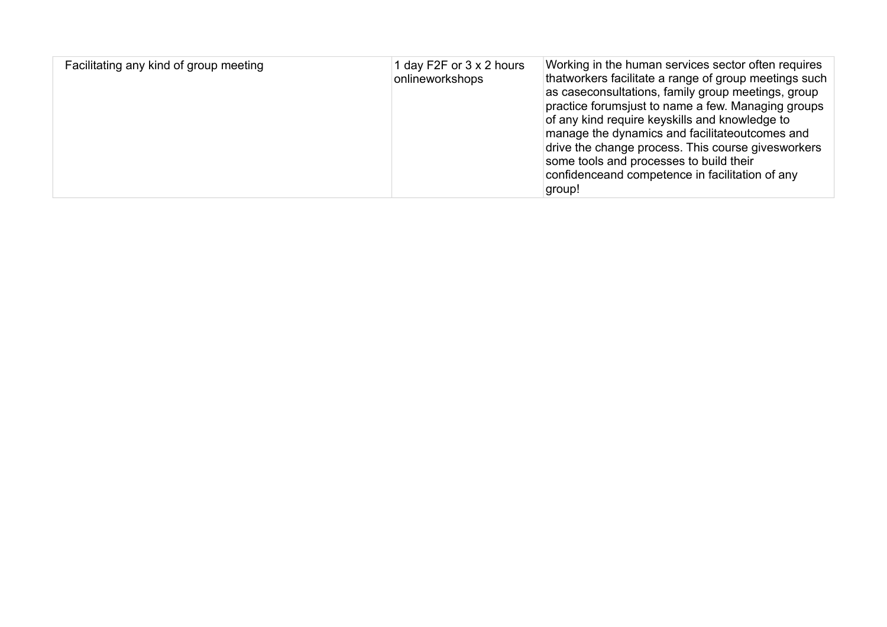| | | |
|---|---|---|
| Facilitating any kind of group meeting | 1 day F2F or 3 x 2 hours onlineworkshops | Working in the human services sector often requires thatworkers facilitate a range of group meetings such as caseconsultations, family group meetings, group practice forumsjust to name a few. Managing groups of any kind require keyskills and knowledge to manage the dynamics and facilitateoutcomes and drive the change process. This course givesworkers some tools and processes to build their confidenceand competence in facilitation of any group! |